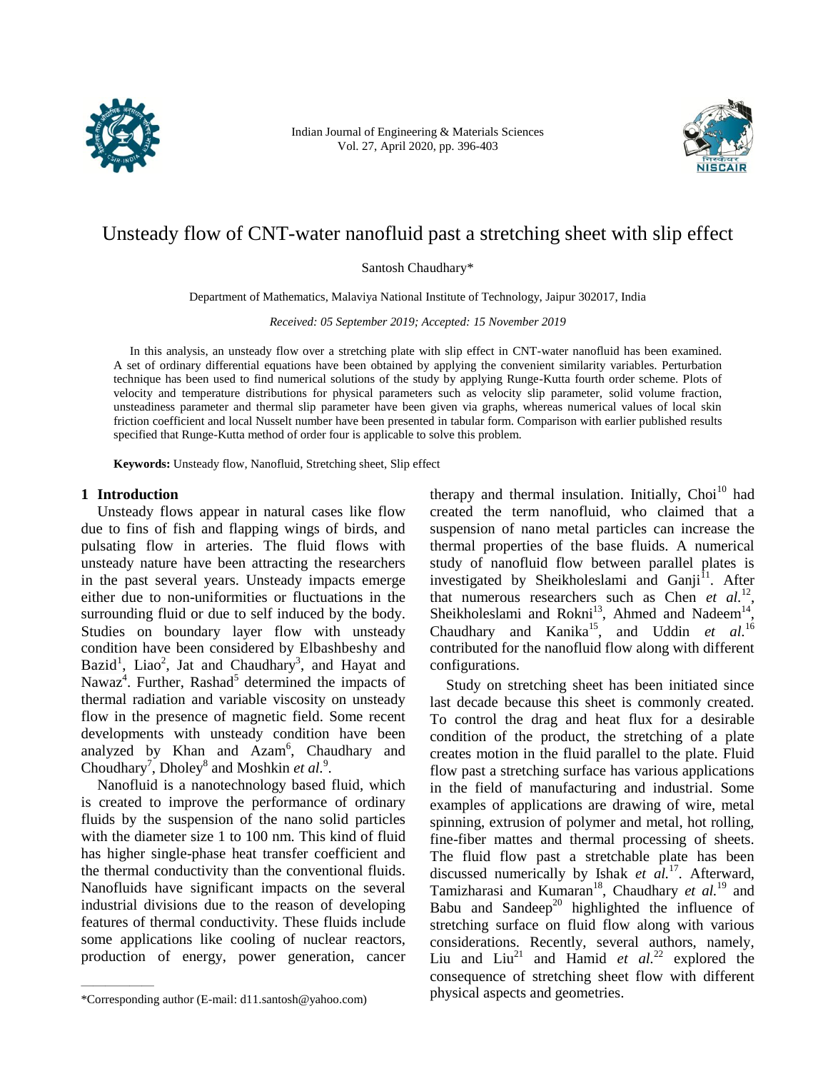# Unsteady flow of CNT-water nanofluid past a stretching sheet with slip effect

Santosh Chaudhary*

Department of Mathematics, Malaviya National Institute of Technology, Jaipur 302017, India

*Received: 05 September 2019; Accepted: 15 November 2019*

In this analysis, an unsteady flow over a stretching plate with slip effect in CNT-water nanofluid has been examined. A set of ordinary differential equations have been obtained by applying the convenient similarity variables. Perturbation technique has been used to find numerical solutions of the study by applying Runge-Kutta fourth order scheme. Plots of velocity and temperature distributions for physical parameters such as velocity slip parameter, solid volume fraction, unsteadiness parameter and thermal slip parameter have been given via graphs, whereas numerical values of local skin friction coefficient and local Nusselt number have been presented in tabular form. Comparison with earlier published results specified that Runge-Kutta method of order four is applicable to solve this problem.

**Keywords:** Unsteady flow, Nanofluid, Stretching sheet, Slip effect

## 1 Introduction

Unsteady flows appear in natural cases like flow due to fins of fish and flapping wings of birds, and pulsating flow in arteries. The fluid flows with unsteady nature have been attracting the researchers in the past several years. Unsteady impacts emerge either due to non-uniformities or fluctuations in the surrounding fluid or due to self induced by the body. Studies on boundary layer flow with unsteady condition have been considered by Elbashbeshy and Bazid[1], Liao[2], Jat and Chaudhary[3], and Hayat and Nawaz[4]. Further, Rashad[5] determined the impacts of thermal radiation and variable viscosity on unsteady flow in the presence of magnetic field. Some recent developments with unsteady condition have been analyzed by Khan and Azam[6], Chaudhary and Choudhary[7], Dholey[8] and Moshkin *et al.*[9].

Nanofluid is a nanotechnology based fluid, which is created to improve the performance of ordinary fluids by the suspension of the nano solid particles with the diameter size 1 to 100 nm. This kind of fluid has higher single-phase heat transfer coefficient and the thermal conductivity than the conventional fluids. Nanofluids have significant impacts on the several industrial divisions due to the reason of developing features of thermal conductivity. These fluids include some applications like cooling of nuclear reactors, production of energy, power generation, cancer therapy and thermal insulation. Initially, Choi[10] had created the term nanofluid, who claimed that a suspension of nano metal particles can increase the thermal properties of the base fluids. A numerical study of nanofluid flow between parallel plates is investigated by Sheikholeslami and Ganji[11]. After that numerous researchers such as Chen *et al.*[12], Sheikholeslami and Rokni[13], Ahmed and Nadeem[14], Chaudhary and Kanika[15], and Uddin *et al.*[16] contributed for the nanofluid flow along with different configurations.

Study on stretching sheet has been initiated since last decade because this sheet is commonly created. To control the drag and heat flux for a desirable condition of the product, the stretching of a plate creates motion in the fluid parallel to the plate. Fluid flow past a stretching surface has various applications in the field of manufacturing and industrial. Some examples of applications are drawing of wire, metal spinning, extrusion of polymer and metal, hot rolling, fine-fiber mattes and thermal processing of sheets. The fluid flow past a stretchable plate has been discussed numerically by Ishak *et al.*[17]. Afterward, Tamizharasi and Kumaran[18], Chaudhary *et al.*[19] and Babu and Sandeep[20] highlighted the influence of stretching surface on fluid flow along with various considerations. Recently, several authors, namely, Liu and Liu[21] and Hamid *et al.*[22] explored the consequence of stretching sheet flow with different physical aspects and geometries.

*Corresponding author (E-mail: d11.santosh@yahoo.com)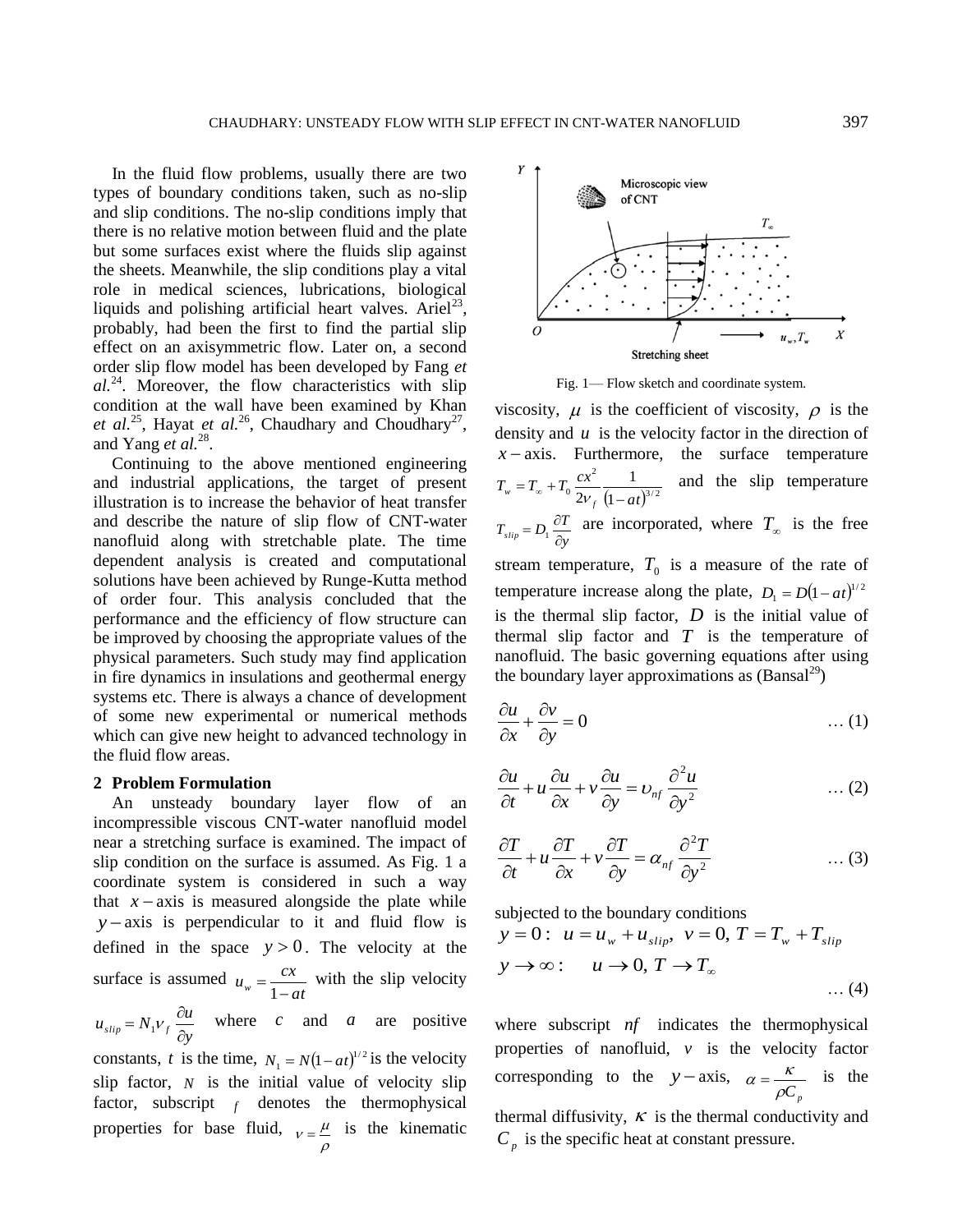In the fluid flow problems, usually there are two types of boundary conditions taken, such as no-slip and slip conditions. The no-slip conditions imply that there is no relative motion between fluid and the plate but some surfaces exist where the fluids slip against the sheets. Meanwhile, the slip conditions play a vital role in medical sciences, lubrications, biological liquids and polishing artificial heart valves. Ariel[23], probably, had been the first to find the partial slip effect on an axisymmetric flow. Later on, a second order slip flow model has been developed by Fang *et al.*[24]. Moreover, the flow characteristics with slip condition at the wall have been examined by Khan *et al.*[25], Hayat *et al.*[26], Chaudhary and Choudhary[27], and Yang *et al.*[28].

Continuing to the above mentioned engineering and industrial applications, the target of present illustration is to increase the behavior of heat transfer and describe the nature of slip flow of CNT-water nanofluid along with stretchable plate. The time dependent analysis is created and computational solutions have been achieved by Runge-Kutta method of order four. This analysis concluded that the performance and the efficiency of flow structure can be improved by choosing the appropriate values of the physical parameters. Such study may find application in fire dynamics in insulations and geothermal energy systems etc. There is always a chance of development of some new experimental or numerical methods which can give new height to advanced technology in the fluid flow areas.

## 2 Problem Formulation

An unsteady boundary layer flow of an incompressible viscous CNT-water nanofluid model near a stretching surface is examined. The impact of slip condition on the surface is assumed. As Fig. 1 a coordinate system is considered in such a way that $x-$axis is measured alongside the plate while $y-$axis is perpendicular to it and fluid flow is defined in the space $y > 0$. The velocity at the surface is assumed $u_w = \frac{cx}{1-at}$ with the slip velocity $u_{slip} = N_1 \nu_f \frac{\partial u}{\partial y}$ where $c$ and $a$ are positive constants, $t$ is the time, $N_1 = N(1-at)^{1/2}$ is the velocity slip factor, $N$ is the initial value of velocity slip factor, subscript $f$ denotes the thermophysical properties for base fluid, $\nu = \frac{\mu}{\rho}$ is the kinematic viscosity, $\mu$ is the coefficient of viscosity, $\rho$ is the density and $u$ is the velocity factor in the direction of $x-$axis. Furthermore, the surface temperature $T_w = T_\infty + T_0 \frac{cx^2}{2\nu_f} \frac{1}{(1-at)^{3/2}}$ and the slip temperature $T_{slip} = D_1 \frac{\partial T}{\partial y}$ are incorporated, where $T_\infty$ is the free stream temperature, $T_0$ is a measure of the rate of temperature increase along the plate, $D_1 = D(1-at)^{1/2}$ is the thermal slip factor, $D$ is the initial value of thermal slip factor and $T$ is the temperature of nanofluid. The basic governing equations after using the boundary layer approximations as (Bansal[29])

Fig. 1— Flow sketch and coordinate system.

$$\frac{\partial u}{\partial x} + \frac{\partial v}{\partial y} = 0 \qquad \ldots (1)$$

$$\frac{\partial u}{\partial t} + u\frac{\partial u}{\partial x} + v\frac{\partial u}{\partial y} = \upsilon_{nf} \frac{\partial^2 u}{\partial y^2} \qquad \ldots (2)$$

$$\frac{\partial T}{\partial t} + u\frac{\partial T}{\partial x} + v\frac{\partial T}{\partial y} = \alpha_{nf} \frac{\partial^2 T}{\partial y^2} \qquad \ldots (3)$$

subjected to the boundary conditions

$$y = 0: \; u = u_w + u_{slip}, \; v = 0, \; T = T_w + T_{slip}$$

$$y \to \infty: \quad u \to 0, \; T \to T_\infty \qquad \ldots (4)$$

where subscript $nf$ indicates the thermophysical properties of nanofluid, $v$ is the velocity factor corresponding to the $y-$axis, $\alpha = \frac{\kappa}{\rho C_p}$ is the thermal diffusivity, $\kappa$ is the thermal conductivity and $C_p$ is the specific heat at constant pressure.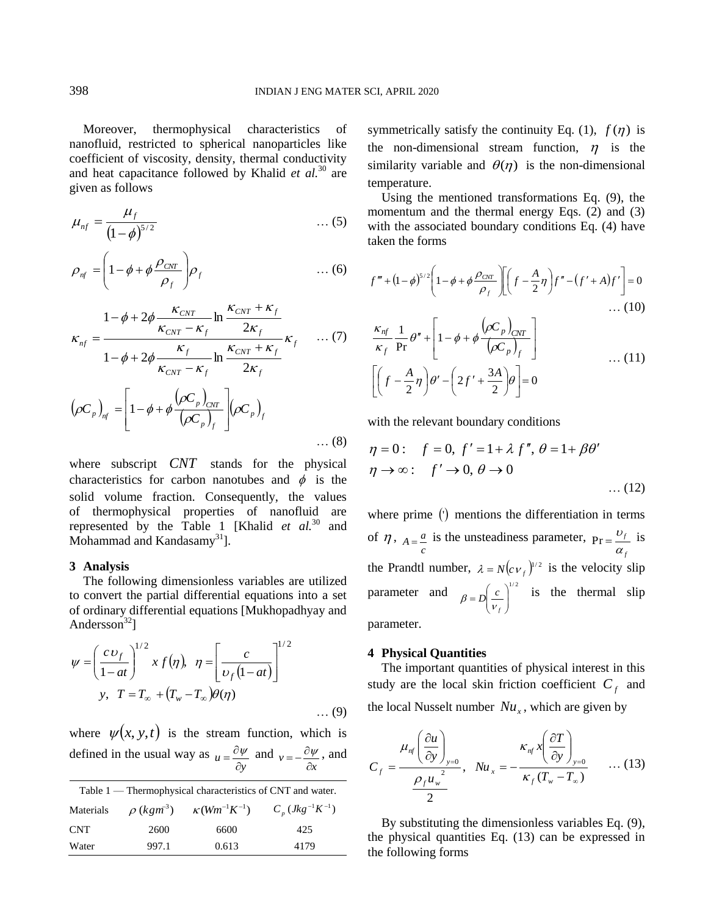Moreover, thermophysical characteristics of nanofluid, restricted to spherical nanoparticles like coefficient of viscosity, density, thermal conductivity and heat capacitance followed by Khalid *et al.*[30] are given as follows

$$\mu_{nf} = \frac{\mu_f}{(1-\phi)^{5/2}} \quad \ldots (5)$$

$$\rho_{nf} = \left(1-\phi+\phi\frac{\rho_{CNT}}{\rho_f}\right)\rho_f \quad \ldots (6)$$

$$\kappa_{nf} = \frac{1-\phi+2\phi\dfrac{\kappa_{CNT}}{\kappa_{CNT}-\kappa_f}\ln\dfrac{\kappa_{CNT}+\kappa_f}{2\kappa_f}}{1-\phi+2\phi\dfrac{\kappa_f}{\kappa_{CNT}-\kappa_f}\ln\dfrac{\kappa_{CNT}+\kappa_f}{2\kappa_f}}\kappa_f \quad \ldots (7)$$

$$(\rho C_p)_{nf} = \left[1-\phi+\phi\frac{(\rho C_p)_{CNT}}{(\rho C_p)_f}\right](\rho C_p)_f \quad \ldots (8)$$

where subscript $CNT$ stands for the physical characteristics for carbon nanotubes and $\phi$ is the solid volume fraction. Consequently, the values of thermophysical properties of nanofluid are represented by the Table 1 [Khalid *et al.*[30] and Mohammad and Kandasamy[31]].

## 3 Analysis

The following dimensionless variables are utilized to convert the partial differential equations into a set of ordinary differential equations [Mukhopadhyay and Andersson[32]]

$$\psi = \left(\frac{c\upsilon_f}{1-at}\right)^{1/2} x\, f(\eta),\ \ \eta = \left[\frac{c}{\upsilon_f(1-at)}\right]^{1/2} y,\ \ T = T_\infty + (T_w - T_\infty)\theta(\eta) \quad \ldots (9)$$

where $\psi(x,y,t)$ is the stream function, which is defined in the usual way as $u = \frac{\partial\psi}{\partial y}$ and $v = -\frac{\partial\psi}{\partial x}$, and symmetrically satisfy the continuity Eq. (1), $f(\eta)$ is the non-dimensional stream function, $\eta$ is the similarity variable and $\theta(\eta)$ is the non-dimensional temperature.

Table 1 — Thermophysical characteristics of CNT and water.

| Materials | $\rho\ (kgm^{-3})$ | $\kappa\ (Wm^{-1}K^{-1})$ | $C_p\ (Jkg^{-1}K^{-1})$ |
|---|---|---|---|
| CNT | 2600 | 6600 | 425 |
| Water | 997.1 | 0.613 | 4179 |

Using the mentioned transformations Eq. (9), the momentum and the thermal energy Eqs. (2) and (3) with the associated boundary conditions Eq. (4) have taken the forms

$$f''' + (1-\phi)^{5/2}\left(1-\phi+\phi\frac{\rho_{CNT}}{\rho_f}\right)\left[\left(f-\frac{A}{2}\eta\right)f'' - (f'+A)f'\right] = 0 \quad \ldots (10)$$

$$\frac{\kappa_{nf}}{\kappa_f}\frac{1}{\Pr}\theta'' + \left[1-\phi+\phi\frac{(\rho C_p)_{CNT}}{(\rho C_p)_f}\right]\left[\left(f-\frac{A}{2}\eta\right)\theta' - \left(2f'+\frac{3A}{2}\right)\theta\right] = 0 \quad \ldots (11)$$

with the relevant boundary conditions

$$\eta = 0:\quad f = 0,\ f' = 1+\lambda f'',\ \theta = 1+\beta\theta'$$
$$\eta \to \infty:\quad f' \to 0,\ \theta \to 0 \quad \ldots (12)$$

where prime $(')$ mentions the differentiation in terms of $\eta$, $A = \frac{a}{c}$ is the unsteadiness parameter, $\Pr = \frac{\upsilon_f}{\alpha_f}$ is the Prandtl number, $\lambda = N(c\nu_f)^{1/2}$ is the velocity slip parameter and $\beta = D\left(\frac{c}{\nu_f}\right)^{1/2}$ is the thermal slip parameter.

## 4 Physical Quantities

The important quantities of physical interest in this study are the local skin friction coefficient $C_f$ and the local Nusselt number $Nu_x$, which are given by

$$C_f = \frac{\mu_{nf}\left(\frac{\partial u}{\partial y}\right)_{y=0}}{\frac{\rho_f u_w^2}{2}},\quad Nu_x = -\frac{\kappa_{nf}\, x\left(\frac{\partial T}{\partial y}\right)_{y=0}}{\kappa_f (T_w - T_\infty)} \quad \ldots (13)$$

By substituting the dimensionless variables Eq. (9), the physical quantities Eq. (13) can be expressed in the following forms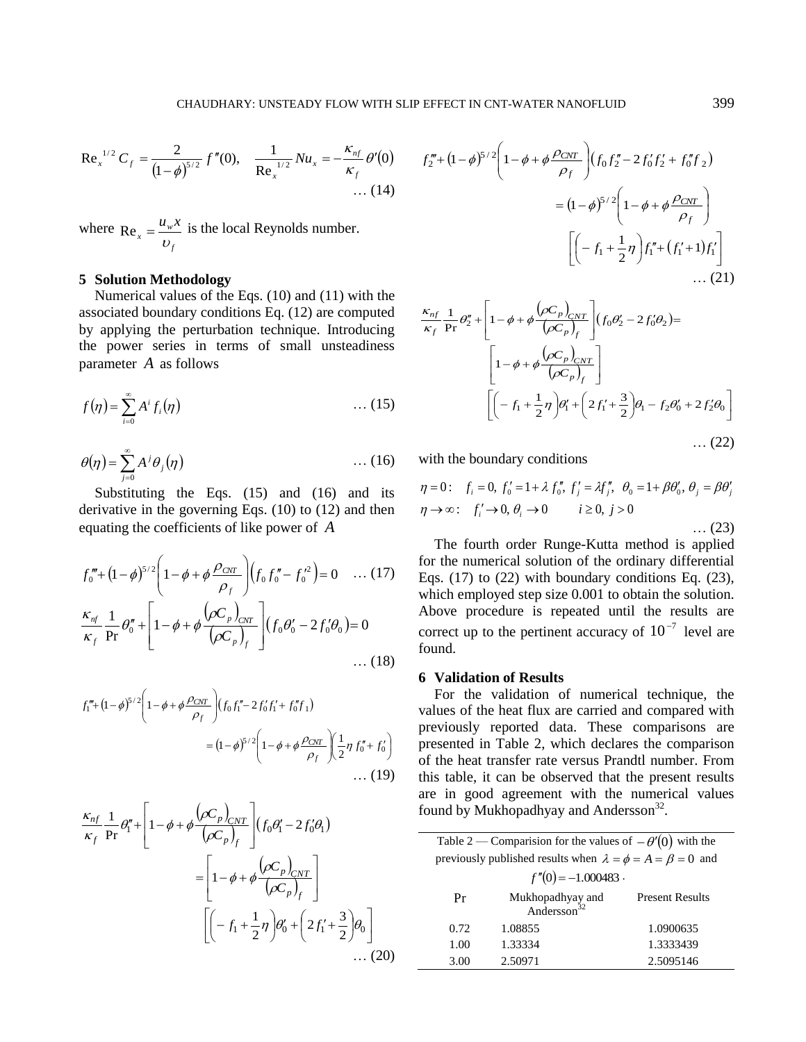$$\mathrm{Re}_x^{1/2} C_f = \frac{2}{(1-\phi)^{5/2}} f''(0), \quad \frac{1}{\mathrm{Re}_x^{1/2}} Nu_x = -\frac{\kappa_{nf}}{\kappa_f}\theta'(0) \qquad \ldots (14)$$

where $\mathrm{Re}_x = \dfrac{u_w x}{\upsilon_f}$ is the local Reynolds number.

## 5 Solution Methodology

Numerical values of the Eqs. (10) and (11) with the associated boundary conditions Eq. (12) are computed by applying the perturbation technique. Introducing the power series in terms of small unsteadiness parameter $A$ as follows

$$f(\eta) = \sum_{i=0}^{\infty} A^i f_i(\eta) \qquad \ldots (15)$$

$$\theta(\eta) = \sum_{j=0}^{\infty} A^j \theta_j(\eta) \qquad \ldots (16)$$

Substituting the Eqs. (15) and (16) and its derivative in the governing Eqs. (10) to (12) and then equating the coefficients of like power of $A$

$$f_0''' + (1-\phi)^{5/2}\left(1-\phi+\phi\frac{\rho_{CNT}}{\rho_f}\right)\left(f_0 f_0'' - f_0'^2\right) = 0 \qquad \ldots (17)$$

$$\frac{\kappa_{nf}}{\kappa_f}\frac{1}{\Pr}\theta_0'' + \left[1-\phi+\phi\frac{(\rho C_p)_{CNT}}{(\rho C_p)_f}\right]\left(f_0\theta_0' - 2 f_0'\theta_0\right) = 0 \qquad \ldots (18)$$

$$f_1''' + (1-\phi)^{5/2}\left(1-\phi+\phi\frac{\rho_{CNT}}{\rho_f}\right)\left(f_0 f_1'' - 2 f_0' f_1' + f_0'' f_1\right) = (1-\phi)^{5/2}\left(1-\phi+\phi\frac{\rho_{CNT}}{\rho_f}\right)\left(\frac{1}{2}\eta f_0'' + f_0'\right) \qquad \ldots (19)$$

$$\frac{\kappa_{nf}}{\kappa_f}\frac{1}{\Pr}\theta_1'' + \left[1-\phi+\phi\frac{(\rho C_p)_{CNT}}{(\rho C_p)_f}\right]\left(f_0\theta_1' - 2 f_0'\theta_1\right) = \left[1-\phi+\phi\frac{(\rho C_p)_{CNT}}{(\rho C_p)_f}\right]\left[\left(-f_1+\frac{1}{2}\eta\right)\theta_0' + \left(2 f_1' + \frac{3}{2}\right)\theta_0\right] \qquad \ldots (20)$$

$$f_2''' + (1-\phi)^{5/2}\left(1-\phi+\phi\frac{\rho_{CNT}}{\rho_f}\right)\left(f_0 f_2'' - 2 f_0' f_2' + f_0'' f_2\right) = (1-\phi)^{5/2}\left(1-\phi+\phi\frac{\rho_{CNT}}{\rho_f}\right)\left[\left(-f_1+\frac{1}{2}\eta\right)f_1'' + \left(f_1'+1\right)f_1'\right] \qquad \ldots (21)$$

$$\frac{\kappa_{nf}}{\kappa_f}\frac{1}{\Pr}\theta_2'' + \left[1-\phi+\phi\frac{(\rho C_p)_{CNT}}{(\rho C_p)_f}\right]\left(f_0\theta_2' - 2 f_0'\theta_2\right) = \left[1-\phi+\phi\frac{(\rho C_p)_{CNT}}{(\rho C_p)_f}\right]\left[\left(-f_1+\frac{1}{2}\eta\right)\theta_1' + \left(2 f_1' + \frac{3}{2}\right)\theta_1 - f_2\theta_0' + 2 f_2'\theta_0\right] \qquad \ldots (22)$$

with the boundary conditions

$$\eta = 0: \quad f_i = 0,\ f_0' = 1+\lambda f_0'',\ f_j' = \lambda f_j'',\ \theta_0 = 1+\beta\theta_0',\ \theta_j = \beta\theta_j'$$
$$\eta \to \infty: \quad f_i' \to 0,\ \theta_i \to 0 \qquad i \geq 0,\ j > 0 \qquad \ldots (23)$$

The fourth order Runge-Kutta method is applied for the numerical solution of the ordinary differential Eqs. (17) to (22) with boundary conditions Eq. (23), which employed step size 0.001 to obtain the solution. Above procedure is repeated until the results are correct up to the pertinent accuracy of $10^{-7}$ level are found.

## 6 Validation of Results

For the validation of numerical technique, the values of the heat flux are carried and compared with previously reported data. These comparisons are presented in Table 2, which declares the comparison of the heat transfer rate versus Prandtl number. From this table, it can be observed that the present results are in good agreement with the numerical values found by Mukhopadhyay and Andersson[32].

Table 2 — Comparision for the values of $-\theta'(0)$ with the previously published results when $\lambda = \phi = A = \beta = 0$ and $f''(0) = -1.000483$.

| Pr | Mukhopadhyay and Andersson[32] | Present Results |
|---|---|---|
| 0.72 | 1.08855 | 1.0900635 |
| 1.00 | 1.33334 | 1.3333439 |
| 3.00 | 2.50971 | 2.5095146 |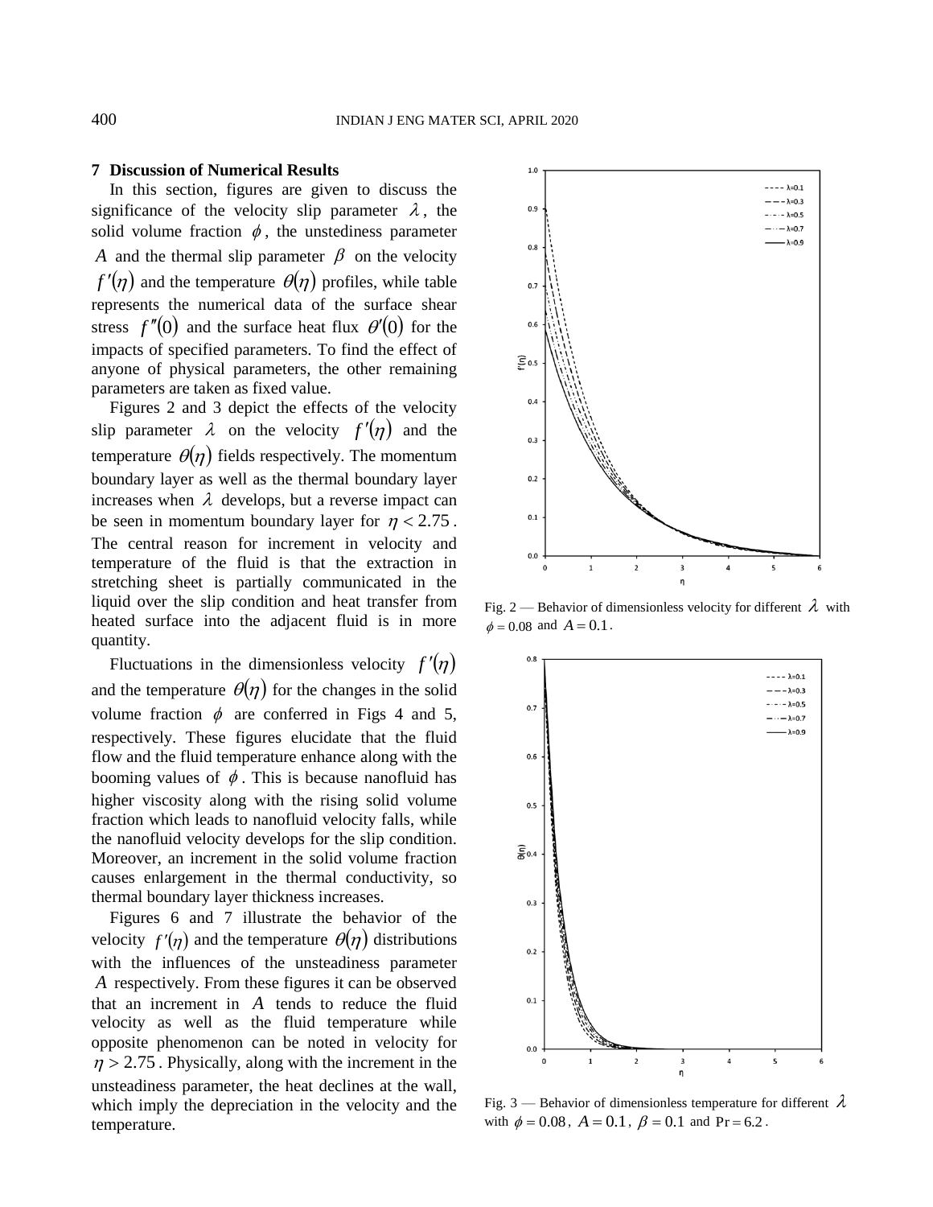## 7 Discussion of Numerical Results

In this section, figures are given to discuss the significance of the velocity slip parameter $\lambda$, the solid volume fraction $\phi$, the unstediness parameter $A$ and the thermal slip parameter $\beta$ on the velocity $f'(\eta)$ and the temperature $\theta(\eta)$ profiles, while table represents the numerical data of the surface shear stress $f''(0)$ and the surface heat flux $\theta'(0)$ for the impacts of specified parameters. To find the effect of anyone of physical parameters, the other remaining parameters are taken as fixed value.

Figures 2 and 3 depict the effects of the velocity slip parameter $\lambda$ on the velocity $f'(\eta)$ and the temperature $\theta(\eta)$ fields respectively. The momentum boundary layer as well as the thermal boundary layer increases when $\lambda$ develops, but a reverse impact can be seen in momentum boundary layer for $\eta < 2.75$. The central reason for increment in velocity and temperature of the fluid is that the extraction in stretching sheet is partially communicated in the liquid over the slip condition and heat transfer from heated surface into the adjacent fluid is in more quantity.

Fluctuations in the dimensionless velocity $f'(\eta)$ and the temperature $\theta(\eta)$ for the changes in the solid volume fraction $\phi$ are conferred in Figs 4 and 5, respectively. These figures elucidate that the fluid flow and the fluid temperature enhance along with the booming values of $\phi$. This is because nanofluid has higher viscosity along with the rising solid volume fraction which leads to nanofluid velocity falls, while the nanofluid velocity develops for the slip condition. Moreover, an increment in the solid volume fraction causes enlargement in the thermal conductivity, so thermal boundary layer thickness increases.

Figures 6 and 7 illustrate the behavior of the velocity $f'(\eta)$ and the temperature $\theta(\eta)$ distributions with the influences of the unsteadiness parameter $A$ respectively. From these figures it can be observed that an increment in $A$ tends to reduce the fluid velocity as well as the fluid temperature while opposite phenomenon can be noted in velocity for $\eta > 2.75$. Physically, along with the increment in the unsteadiness parameter, the heat declines at the wall, which imply the depreciation in the velocity and the temperature.

Fig. 2 — Behavior of dimensionless velocity for different $\lambda$ with $\phi = 0.08$ and $A = 0.1$.

Fig. 3 — Behavior of dimensionless temperature for different $\lambda$ with $\phi = 0.08$, $A = 0.1$, $\beta = 0.1$ and $\text{Pr} = 6.2$.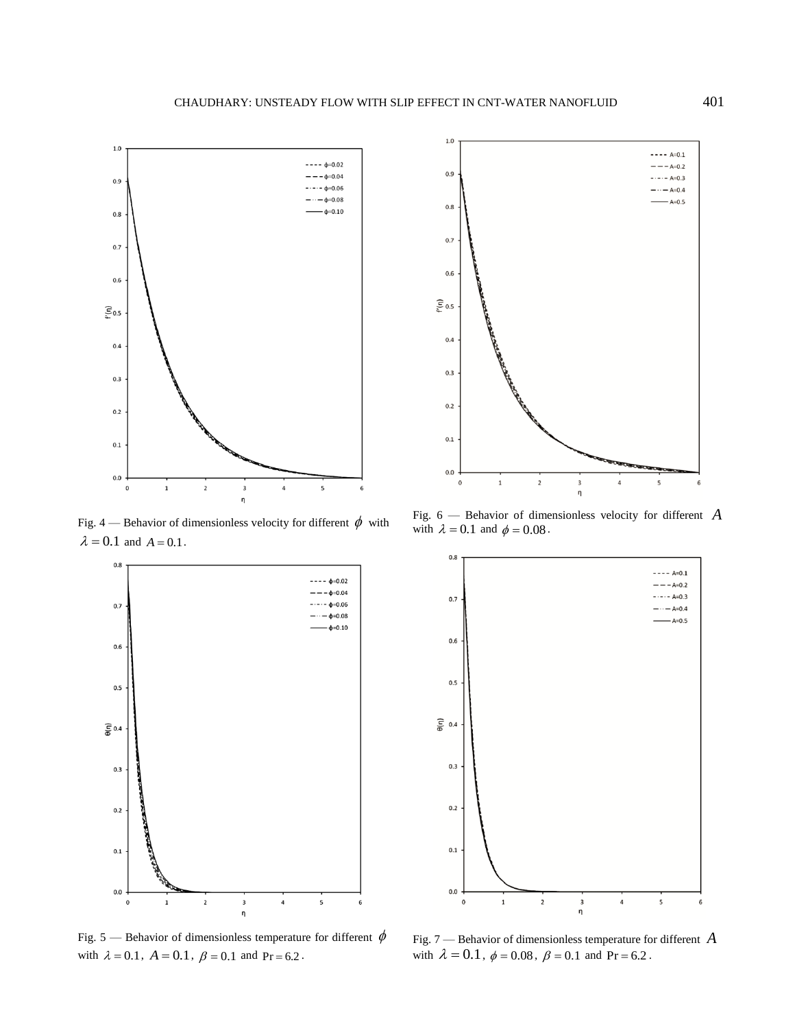Fig. 4 — Behavior of dimensionless velocity for different $\phi$ with $\lambda = 0.1$ and $A = 0.1$.

Fig. 6 — Behavior of dimensionless velocity for different $A$ with $\lambda = 0.1$ and $\phi = 0.08$.

Fig. 5 — Behavior of dimensionless temperature for different $\phi$ with $\lambda = 0.1$, $A = 0.1$, $\beta = 0.1$ and $\Pr = 6.2$.

Fig. 7 — Behavior of dimensionless temperature for different $A$ with $\lambda = 0.1$, $\phi = 0.08$, $\beta = 0.1$ and $\Pr = 6.2$.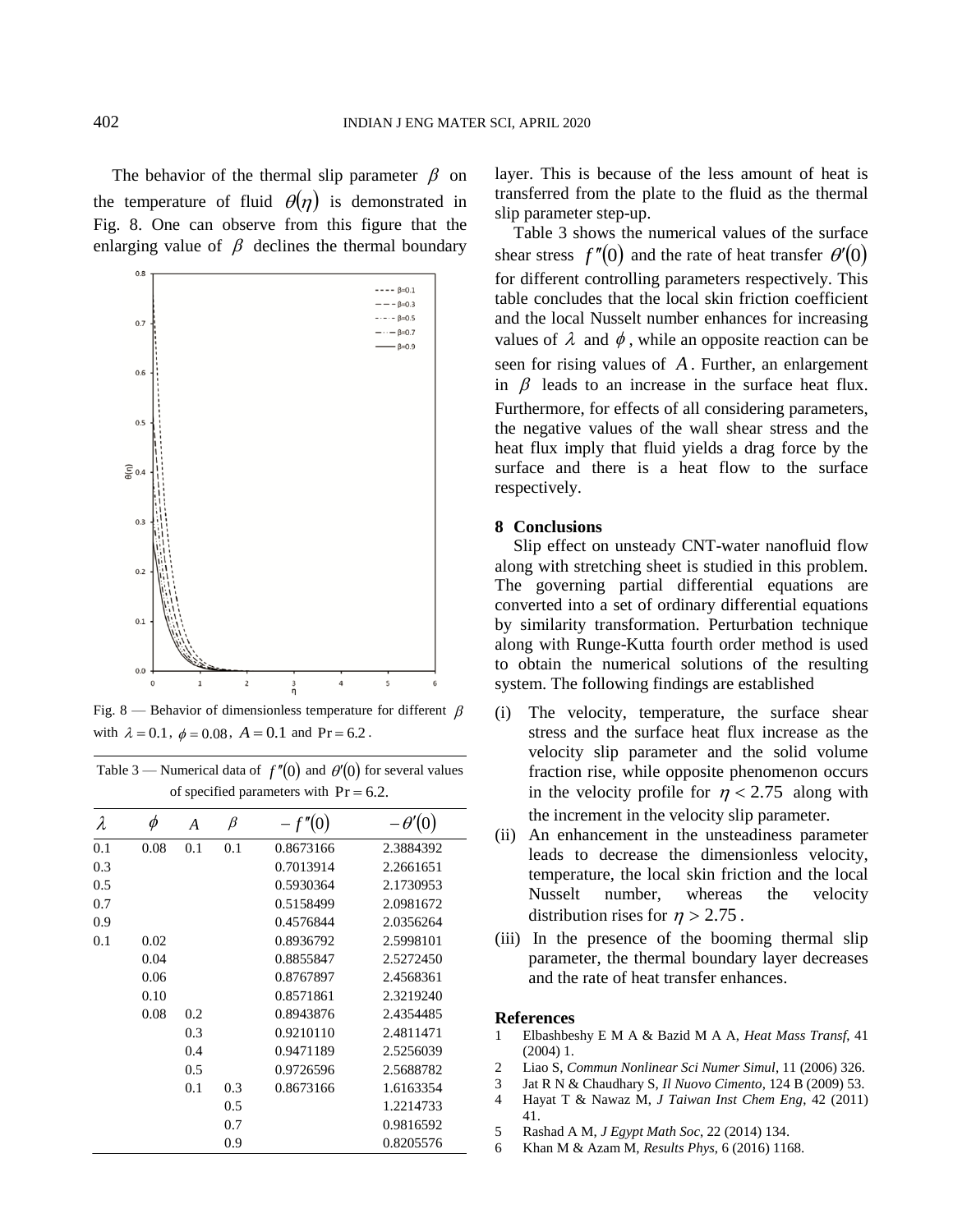The behavior of the thermal slip parameter $\beta$ on the temperature of fluid $\theta(\eta)$ is demonstrated in Fig. 8. One can observe from this figure that the enlarging value of $\beta$ declines the thermal boundary layer. This is because of the less amount of heat is transferred from the plate to the fluid as the thermal slip parameter step-up.

Fig. 8 — Behavior of dimensionless temperature for different $\beta$ with $\lambda = 0.1$, $\phi = 0.08$, $A = 0.1$ and $\mathrm{Pr} = 6.2$.

Table 3 shows the numerical values of the surface shear stress $f''(0)$ and the rate of heat transfer $\theta'(0)$ for different controlling parameters respectively. This table concludes that the local skin friction coefficient and the local Nusselt number enhances for increasing values of $\lambda$ and $\phi$, while an opposite reaction can be seen for rising values of $A$. Further, an enlargement in $\beta$ leads to an increase in the surface heat flux. Furthermore, for effects of all considering parameters, the negative values of the wall shear stress and the heat flux imply that fluid yields a drag force by the surface and there is a heat flow to the surface respectively.

Table 3 — Numerical data of $f''(0)$ and $\theta'(0)$ for several values of specified parameters with $\mathrm{Pr} = 6.2$.

| $\lambda$ | $\phi$ | $A$ | $\beta$ | $-f''(0)$ | $-\theta'(0)$ |
|---|---|---|---|---|---|
| 0.1 | 0.08 | 0.1 | 0.1 | 0.8673166 | 2.3884392 |
| 0.3 | | | | 0.7013914 | 2.2661651 |
| 0.5 | | | | 0.5930364 | 2.1730953 |
| 0.7 | | | | 0.5158499 | 2.0981672 |
| 0.9 | | | | 0.4576844 | 2.0356264 |
| 0.1 | 0.02 | | | 0.8936792 | 2.5998101 |
| | 0.04 | | | 0.8855847 | 2.5272450 |
| | 0.06 | | | 0.8767897 | 2.4568361 |
| | 0.10 | | | 0.8571861 | 2.3219240 |
| | 0.08 | 0.2 | | 0.8943876 | 2.4354485 |
| | | 0.3 | | 0.9210110 | 2.4811471 |
| | | 0.4 | | 0.9471189 | 2.5256039 |
| | | 0.5 | | 0.9726596 | 2.5688782 |
| | | 0.1 | 0.3 | 0.8673166 | 1.6163354 |
| | | | 0.5 | | 1.2214733 |
| | | | 0.7 | | 0.9816592 |
| | | | 0.9 | | 0.8205576 |

## 8 Conclusions

Slip effect on unsteady CNT-water nanofluid flow along with stretching sheet is studied in this problem. The governing partial differential equations are converted into a set of ordinary differential equations by similarity transformation. Perturbation technique along with Runge-Kutta fourth order method is used to obtain the numerical solutions of the resulting system. The following findings are established

(i) The velocity, temperature, the surface shear stress and the surface heat flux increase as the velocity slip parameter and the solid volume fraction rise, while opposite phenomenon occurs in the velocity profile for $\eta < 2.75$ along with the increment in the velocity slip parameter.

(ii) An enhancement in the unsteadiness parameter leads to decrease the dimensionless velocity, temperature, the local skin friction and the local Nusselt number, whereas the velocity distribution rises for $\eta > 2.75$.

(iii) In the presence of the booming thermal slip parameter, the thermal boundary layer decreases and the rate of heat transfer enhances.

## References

1. Elbashbeshy E M A & Bazid M A A, *Heat Mass Transf*, 41 (2004) 1.
2. Liao S, *Commun Nonlinear Sci Numer Simul*, 11 (2006) 326.
3. Jat R N & Chaudhary S, *Il Nuovo Cimento*, 124 B (2009) 53.
4. Hayat T & Nawaz M, *J Taiwan Inst Chem Eng*, 42 (2011) 41.
5. Rashad A M, *J Egypt Math Soc*, 22 (2014) 134.
6. Khan M & Azam M, *Results Phys*, 6 (2016) 1168.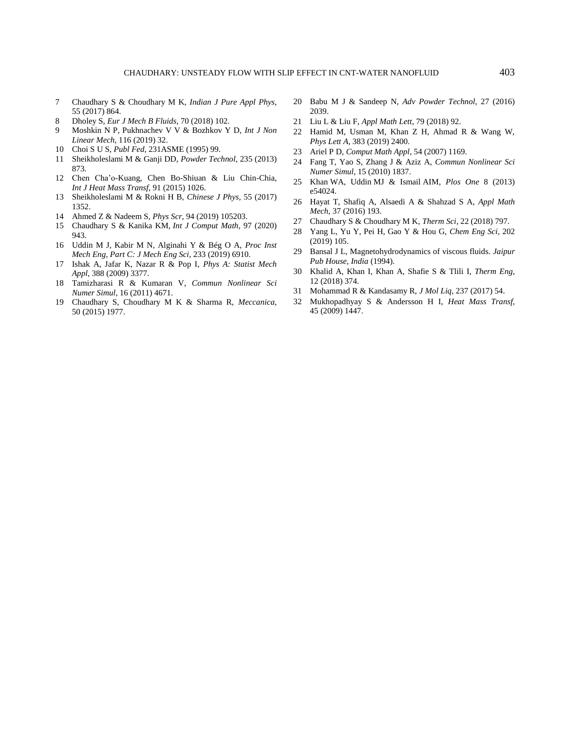7 Chaudhary S & Choudhary M K, *Indian J Pure Appl Phys*, 55 (2017) 864.
8 Dholey S, *Eur J Mech B Fluids*, 70 (2018) 102.
9 Moshkin N P, Pukhnachev V V & Bozhkov Y D, *Int J Non Linear Mech*, 116 (2019) 32.
10 Choi S U S, *Publ Fed*, 231ASME (1995) 99.
11 Sheikholeslami M & Ganji DD, *Powder Technol*, 235 (2013) 873.
12 Chen Cha'o-Kuang, Chen Bo-Shiuan & Liu Chin-Chia, *Int J Heat Mass Transf*, 91 (2015) 1026.
13 Sheikholeslami M & Rokni H B, *Chinese J Phys*, 55 (2017) 1352.
14 Ahmed Z & Nadeem S, *Phys Scr*, 94 (2019) 105203.
15 Chaudhary S & Kanika KM, *Int J Comput Math*, 97 (2020) 943.
16 Uddin M J, Kabir M N, Alginahi Y & Bég O A, *Proc Inst Mech Eng, Part C: J Mech Eng Sci*, 233 (2019) 6910.
17 Ishak A, Jafar K, Nazar R & Pop I, *Phys A: Statist Mech Appl*, 388 (2009) 3377.
18 Tamizharasi R & Kumaran V, *Commun Nonlinear Sci Numer Simul*, 16 (2011) 4671.
19 Chaudhary S, Choudhary M K & Sharma R, *Meccanica*, 50 (2015) 1977.
20 Babu M J & Sandeep N, *Adv Powder Technol*, 27 (2016) 2039.
21 Liu L & Liu F, *Appl Math Lett*, 79 (2018) 92.
22 Hamid M, Usman M, Khan Z H, Ahmad R & Wang W, *Phys Lett A*, 383 (2019) 2400.
23 Ariel P D, *Comput Math Appl*, 54 (2007) 1169.
24 Fang T, Yao S, Zhang J & Aziz A, *Commun Nonlinear Sci Numer Simul*, 15 (2010) 1837.
25 Khan WA, Uddin MJ & Ismail AIM, *Plos One* 8 (2013) e54024.
26 Hayat T, Shafiq A, Alsaedi A & Shahzad S A, *Appl Math Mech*, 37 (2016) 193.
27 Chaudhary S & Choudhary M K, *Therm Sci*, 22 (2018) 797.
28 Yang L, Yu Y, Pei H, Gao Y & Hou G, *Chem Eng Sci*, 202 (2019) 105.
29 Bansal J L, Magnetohydrodynamics of viscous fluids. *Jaipur Pub House, India* (1994).
30 Khalid A, Khan I, Khan A, Shafie S & Tlili I, *Therm Eng*, 12 (2018) 374.
31 Mohammad R & Kandasamy R, *J Mol Liq*, 237 (2017) 54.
32 Mukhopadhyay S & Andersson H I, *Heat Mass Transf*, 45 (2009) 1447.